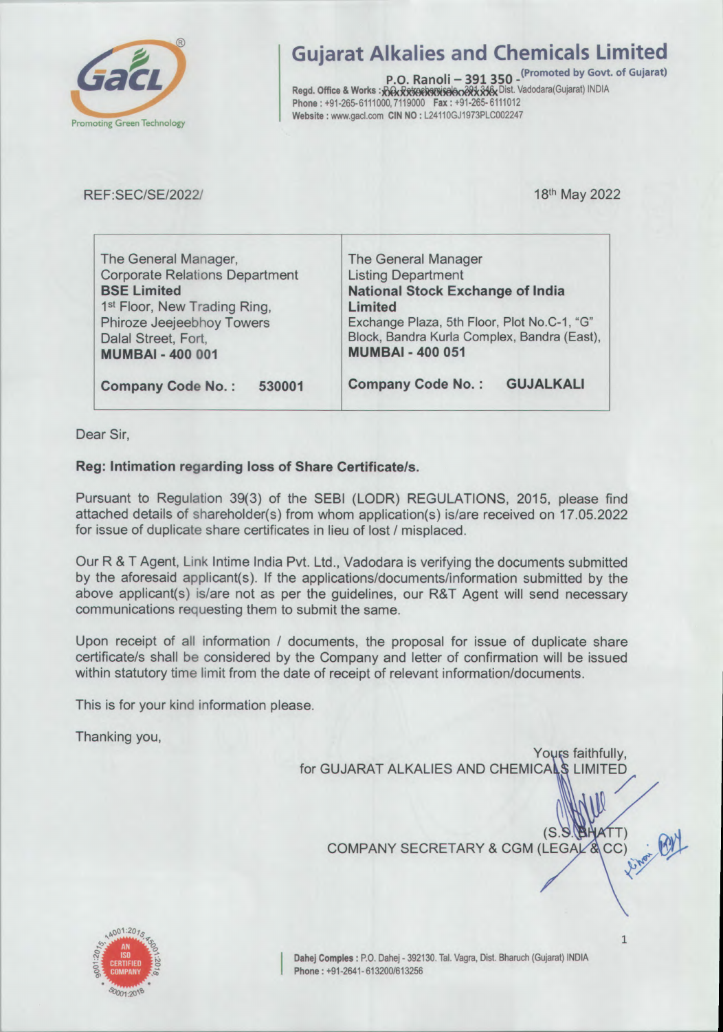# Gujarat Alkalies and Chemicals Limited

(Promoted by Govt. of Gujarat)

P.O. Ranoli – 391 350 -
Regd. Office & Works : P.O. Petrochemicals - 391 346, Dist. Vadodara(Gujarat) INDIA
Phone : +91-265-6111000, 7119000 Fax : +91-265- 6111012
Website : www.gacl.com CIN NO : L24110GJ1973PLC002247

REF:SEC/SE/2022/

18th May 2022

| The General Manager,<br>Corporate Relations Department<br>**BSE Limited**<br>1st Floor, New Trading Ring,<br>Phiroze Jeejeebhoy Towers<br>Dalal Street, Fort,<br>**MUMBAI - 400 001** | The General Manager<br>Listing Department<br>**National Stock Exchange of India Limited**<br>Exchange Plaza, 5th Floor, Plot No.C-1, "G" Block, Bandra Kurla Complex, Bandra (East),<br>**MUMBAI - 400 051** |
|---|---|
| **Company Code No. : 530001** | **Company Code No. : GUJALKALI** |

Dear Sir,

**Reg: Intimation regarding loss of Share Certificate/s.**

Pursuant to Regulation 39(3) of the SEBI (LODR) REGULATIONS, 2015, please find attached details of shareholder(s) from whom application(s) is/are received on 17.05.2022 for issue of duplicate share certificates in lieu of lost / misplaced.

Our R & T Agent, Link Intime India Pvt. Ltd., Vadodara is verifying the documents submitted by the aforesaid applicant(s). If the applications/documents/information submitted by the above applicant(s) is/are not as per the guidelines, our R&T Agent will send necessary communications requesting them to submit the same.

Upon receipt of all information / documents, the proposal for issue of duplicate share certificate/s shall be considered by the Company and letter of confirmation will be issued within statutory time limit from the date of receipt of relevant information/documents.

This is for your kind information please.

Thanking you,

Yours faithfully,
for GUJARAT ALKALIES AND CHEMICALS LIMITED

(S.S.BHATT)
COMPANY SECRETARY & CGM (LEGAL & CC)

Dahej Complex : P.O. Dahej - 392130. Tal. Vagra, Dist. Bharuch (Gujarat) INDIA
Phone : +91-2641- 613200/613256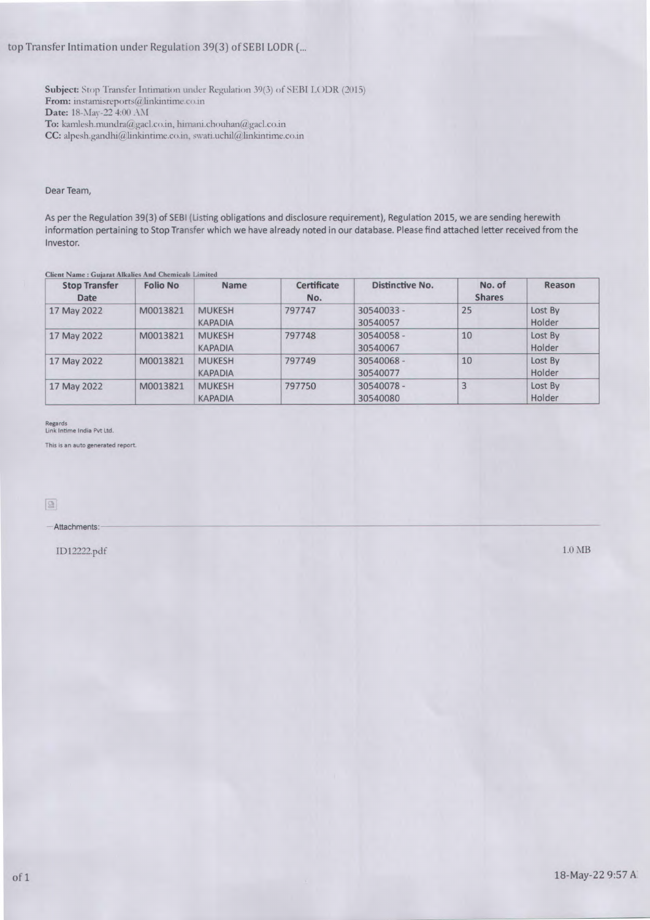top Transfer Intimation under Regulation 39(3) of SEBI LODR (...

**Subject:** Stop Transfer Intimation under Regulation 39(3) of SEBI LODR (2015)
**From:** instamisreports@linkintime.co.in
**Date:** 18-May-22 4:00 AM
**To:** kamlesh.mundra@gacl.co.in, himani.chouhan@gacl.co.in
**CC:** alpesh.gandhi@linkintime.co.in, swati.uchil@linkintime.co.in

Dear Team,

As per the Regulation 39(3) of SEBI (Listing obligations and disclosure requirement), Regulation 2015, we are sending herewith information pertaining to Stop Transfer which we have already noted in our database. Please find attached letter received from the Investor.

**Client Name : Gujarat Alkalies And Chemicals Limited**

| Stop Transfer Date | Folio No | Name | Certificate No. | Distinctive No. | No. of Shares | Reason |
|---|---|---|---|---|---|---|
| 17 May 2022 | M0013821 | MUKESH KAPADIA | 797747 | 30540033 - 30540057 | 25 | Lost By Holder |
| 17 May 2022 | M0013821 | MUKESH KAPADIA | 797748 | 30540058 - 30540067 | 10 | Lost By Holder |
| 17 May 2022 | M0013821 | MUKESH KAPADIA | 797749 | 30540068 - 30540077 | 10 | Lost By Holder |
| 17 May 2022 | M0013821 | MUKESH KAPADIA | 797750 | 30540078 - 30540080 | 3 | Lost By Holder |

Regards
Link Intime India Pvt Ltd.

This is an auto generated report.

Attachments:

ID12222.pdf 1.0 MB

18-May-22 9:57 A